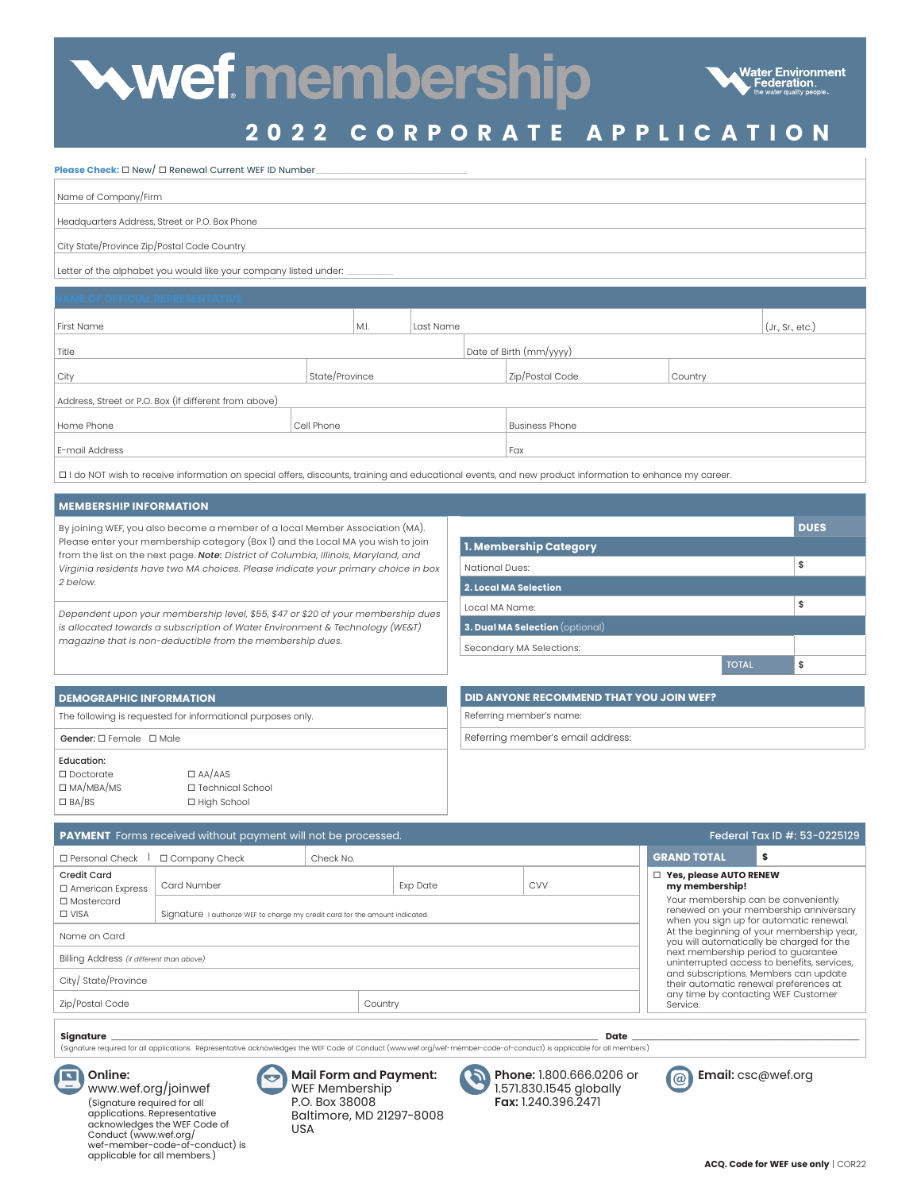# wef membership

Water Environment Federation. the water quality people.

## 2022 CORPORATE APPLICATION

**Please Check:** ☐ New/ ☐ Renewal Current WEF ID Number\_\_\_\_\_\_\_\_\_\_\_\_\_\_\_\_\_\_\_\_

Name of Company/Firm

Headquarters Address, Street or P.O. Box Phone

City State/Province Zip/Postal Code Country

Letter of the alphabet you would like your company listed under: \_\_\_\_\_\_\_\_\_

### NAME OF OFFICIAL REPRESENTATIVE

| First Name | M.I. | Last Name | (Jr., Sr., etc.) |
|---|---|---|---|
| Title | | Date of Birth (mm/yyyy) | |
| City | State/Province | Zip/Postal Code | Country |
| Address, Street or P.O. Box (if different from above) | | | |
| Home Phone | Cell Phone | Business Phone | |
| E-mail Address | | Fax | |

☐ I do NOT wish to receive information on special offers, discounts, training and educational events, and new product information to enhance my career.

### MEMBERSHIP INFORMATION

By joining WEF, you also become a member of a local Member Association (MA). Please enter your membership category (Box 1) and the Local MA you wish to join from the list on the next page. ***Note:*** *District of Columbia, Illinois, Maryland, and Virginia residents have two MA choices. Please indicate your primary choice in box 2 below.*

*Dependent upon your membership level, $55, $47 or $20 of your membership dues is allocated towards a subscription of Water Environment & Technology (WE&T) magazine that is non-deductible from the membership dues.*

| | DUES |
|---|---|
| **1. Membership Category** | |
| National Dues: | $ |
| **2. Local MA Selection** | |
| Local MA Name: | $ |
| **3. Dual MA Selection** (optional) | |
| Secondary MA Selections: | |
| TOTAL | $ |

### DEMOGRAPHIC INFORMATION

The following is requested for informational purposes only.

**Gender:** ☐ Female ☐ Male

**Education:**

| | |
|---|---|
| ☐ Doctorate | ☐ AA/AAS |
| ☐ MA/MBA/MS | ☐ Technical School |
| ☐ BA/BS | ☐ High School |

### DID ANYONE RECOMMEND THAT YOU JOIN WEF?

Referring member's name:

Referring member's email address:

### PAYMENT Forms received without payment will not be processed.

Federal Tax ID #: 53-0225129

| ☐ Personal Check ☐ Company Check | Check No. | | |
|---|---|---|---|
| Credit Card ☐ American Express ☐ Mastercard ☐ VISA | Card Number | Exp Date | CVV |
| | Signature I authorize WEF to charge my credit card for the amount indicated. | | |
| Name on Card | | | |
| Billing Address *(if different than above)* | | | |
| City/ State/Province | | | |
| Zip/Postal Code | Country | | |

**GRAND TOTAL** $

☐ **Yes, please AUTO RENEW my membership!**

Your membership can be conveniently renewed on your membership anniversary when you sign up for automatic renewal. At the beginning of your membership year, you will automatically be charged for the next membership period to guarantee uninterrupted access to benefits, services, and subscriptions. Members can update their automatic renewal preferences at any time by contacting WEF Customer Service.

**Signature** \_\_\_\_\_\_\_\_\_\_\_\_\_\_\_\_\_\_\_\_\_\_\_\_\_\_\_\_\_\_\_\_\_\_\_\_\_\_\_\_ **Date** \_\_\_\_\_\_\_\_\_\_\_\_\_\_\_\_\_\_\_\_

(Signature required for all applications. Representative acknowledges the WEF Code of Conduct (www.wef.org/wef-member-code-of-conduct) is applicable for all members.)

**Online:** www.wef.org/joinwef (Signature required for all applications. Representative acknowledges the WEF Code of Conduct (www.wef.org/wef-member-code-of-conduct) is applicable for all members.)

**Mail Form and Payment:** WEF Membership P.O. Box 38008 Baltimore, MD 21297-8008 USA

**Phone:** 1.800.666.0206 or 1.571.830.1545 globally **Fax:** 1.240.396.2471

**Email:** csc@wef.org

**ACQ. Code for WEF use only** | COR22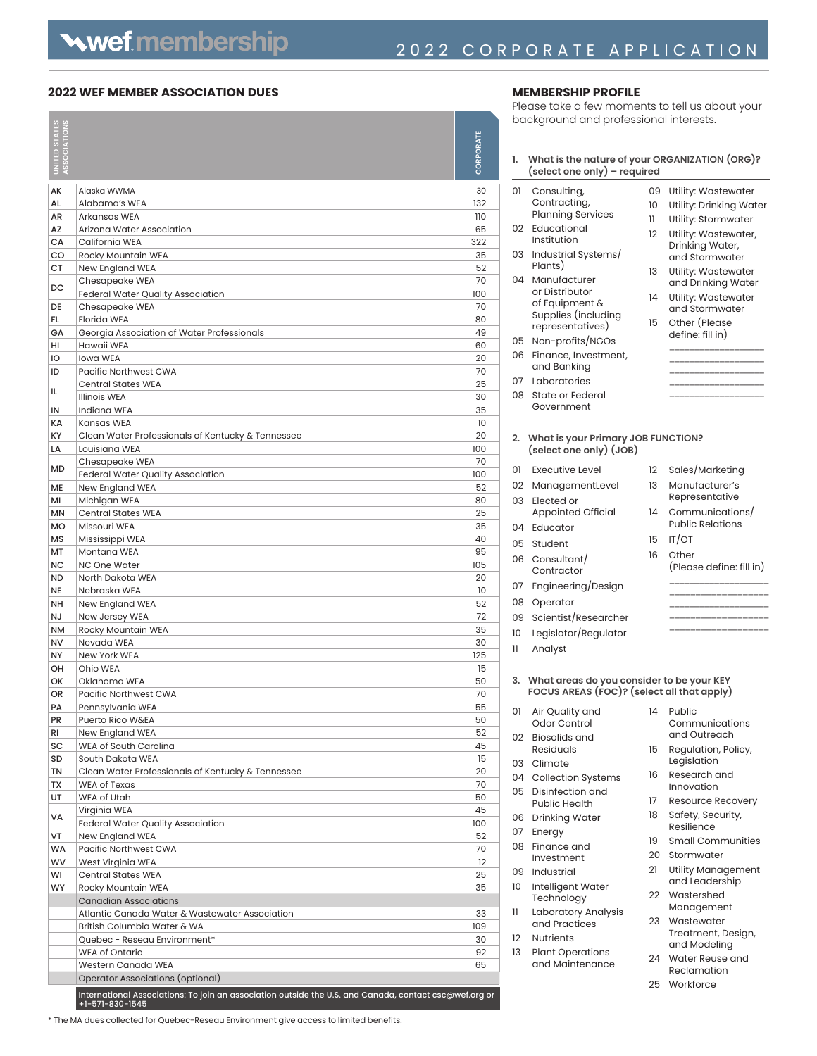# wef membership — 2022 CORPORATE APPLICATION

## 2022 WEF MEMBER ASSOCIATION DUES

| UNITED STATES ASSOCIATIONS | | CORPORATE |
|---|---|---|
| AK | Alaska WWMA | 30 |
| AL | Alabama's WEA | 132 |
| AR | Arkansas WEA | 110 |
| AZ | Arizona Water Association | 65 |
| CA | California WEA | 322 |
| CO | Rocky Mountain WEA | 35 |
| CT | New England WEA | 52 |
| DC | Chesapeake WEA | 70 |
| | Federal Water Quality Association | 100 |
| DE | Chesapeake WEA | 70 |
| FL | Florida WEA | 80 |
| GA | Georgia Association of Water Professionals | 49 |
| HI | Hawaii WEA | 60 |
| IO | Iowa WEA | 20 |
| ID | Pacific Northwest CWA | 70 |
| IL | Central States WEA | 25 |
| | Illinois WEA | 30 |
| IN | Indiana WEA | 35 |
| KA | Kansas WEA | 10 |
| KY | Clean Water Professionals of Kentucky & Tennessee | 20 |
| LA | Louisiana WEA | 100 |
| MD | Chesapeake WEA | 70 |
| | Federal Water Quality Association | 100 |
| ME | New England WEA | 52 |
| MI | Michigan WEA | 80 |
| MN | Central States WEA | 25 |
| MO | Missouri WEA | 35 |
| MS | Mississippi WEA | 40 |
| MT | Montana WEA | 95 |
| NC | NC One Water | 105 |
| ND | North Dakota WEA | 20 |
| NE | Nebraska WEA | 10 |
| NH | New England WEA | 52 |
| NJ | New Jersey WEA | 72 |
| NM | Rocky Mountain WEA | 35 |
| NV | Nevada WEA | 30 |
| NY | New York WEA | 125 |
| OH | Ohio WEA | 15 |
| OK | Oklahoma WEA | 50 |
| OR | Pacific Northwest CWA | 70 |
| PA | Pennsylvania WEA | 55 |
| PR | Puerto Rico W&EA | 50 |
| RI | New England WEA | 52 |
| SC | WEA of South Carolina | 45 |
| SD | South Dakota WEA | 15 |
| TN | Clean Water Professionals of Kentucky & Tennessee | 20 |
| TX | WEA of Texas | 70 |
| UT | WEA of Utah | 50 |
| VA | Virginia WEA | 45 |
| | Federal Water Quality Association | 100 |
| VT | New England WEA | 52 |
| WA | Pacific Northwest CWA | 70 |
| WV | West Virginia WEA | 12 |
| WI | Central States WEA | 25 |
| WY | Rocky Mountain WEA | 35 |
| | Canadian Associations | |
| | Atlantic Canada Water & Wastewater Association | 33 |
| | British Columbia Water & WA | 109 |
| | Quebec – Reseau Environment* | 30 |
| | WEA of Ontario | 92 |
| | Western Canada WEA | 65 |
| | Operator Associations (optional) | |
| | International Associations: To join an association outside the U.S. and Canada, contact csc@wef.org or +1-571-830-1545 | |

\* The MA dues collected for Quebec-Reseau Environment give access to limited benefits.

## MEMBERSHIP PROFILE

Please take a few moments to tell us about your background and professional interests.

**1. What is the nature of your ORGANIZATION (ORG)? (select one only) – required**

01 Consulting, Contracting, Planning Services
02 Educational Institution
03 Industrial Systems/ Plants)
04 Manufacturer or Distributor of Equipment & Supplies (including representatives)
05 Non-profits/NGOs
06 Finance, Investment, and Banking
07 Laboratories
08 State or Federal Government
09 Utility: Wastewater
10 Utility: Drinking Water
11 Utility: Stormwater
12 Utility: Wastewater, Drinking Water, and Stormwater
13 Utility: Wastewater and Drinking Water
14 Utility: Wastewater and Stormwater
15 Other (Please define: fill in) ____________________

**2. What is your Primary JOB FUNCTION? (select one only) (JOB)**

01 Executive Level
02 ManagementLevel
03 Elected or Appointed Official
04 Educator
05 Student
06 Consultant/ Contractor
07 Engineering/Design
08 Operator
09 Scientist/Researcher
10 Legislator/Regulator
11 Analyst
12 Sales/Marketing
13 Manufacturer's Representative
14 Communications/ Public Relations
15 IT/OT
16 Other (Please define: fill in) ____________________

**3. What areas do you consider to be your KEY FOCUS AREAS (FOC)? (select all that apply)**

01 Air Quality and Odor Control
02 Biosolids and Residuals
03 Climate
04 Collection Systems
05 Disinfection and Public Health
06 Drinking Water
07 Energy
08 Finance and Investment
09 Industrial
10 Intelligent Water Technology
11 Laboratory Analysis and Practices
12 Nutrients
13 Plant Operations and Maintenance
14 Public Communications and Outreach
15 Regulation, Policy, Legislation
16 Research and Innovation
17 Resource Recovery
18 Safety, Security, Resilience
19 Small Communities
20 Stormwater
21 Utility Management and Leadership
22 Watershed Management
23 Wastewater Treatment, Design, and Modeling
24 Water Reuse and Reclamation
25 Workforce